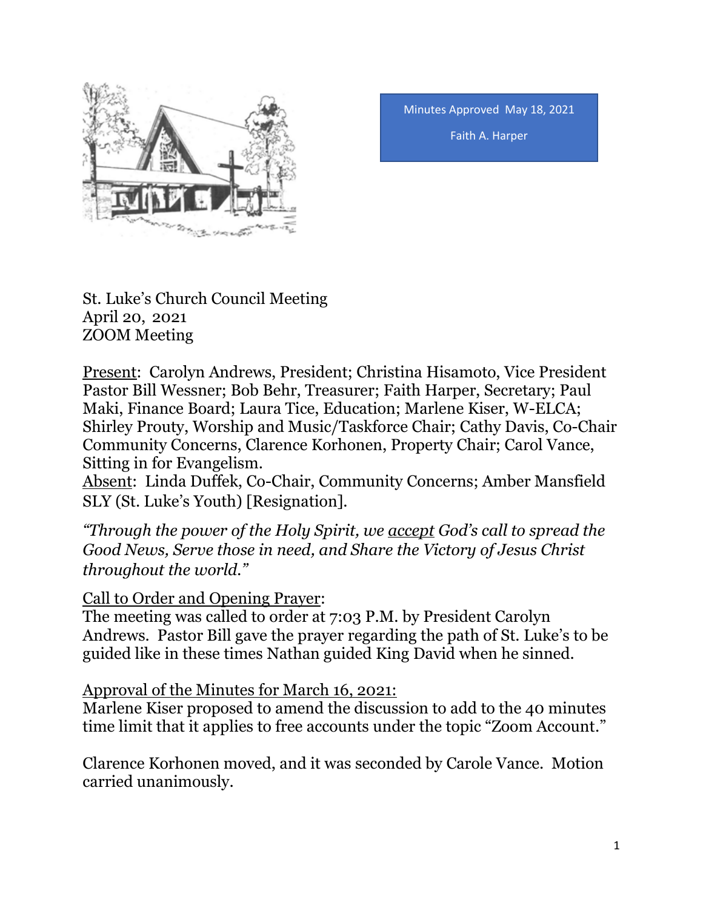Minutes Approved May 18, 2021

Faith A. Harper

St. Luke's Church Council Meeting
April 20, 2021
ZOOM Meeting

Present: Carolyn Andrews, President; Christina Hisamoto, Vice President Pastor Bill Wessner; Bob Behr, Treasurer; Faith Harper, Secretary; Paul Maki, Finance Board; Laura Tice, Education; Marlene Kiser, W-ELCA; Shirley Prouty, Worship and Music/Taskforce Chair; Cathy Davis, Co-Chair Community Concerns, Clarence Korhonen, Property Chair; Carol Vance, Sitting in for Evangelism.
Absent: Linda Duffek, Co-Chair, Community Concerns; Amber Mansfield SLY (St. Luke's Youth) [Resignation].

*"Through the power of the Holy Spirit, we accept God's call to spread the Good News, Serve those in need, and Share the Victory of Jesus Christ throughout the world."*

Call to Order and Opening Prayer:
The meeting was called to order at 7:03 P.M. by President Carolyn Andrews. Pastor Bill gave the prayer regarding the path of St. Luke's to be guided like in these times Nathan guided King David when he sinned.

Approval of the Minutes for March 16, 2021:
Marlene Kiser proposed to amend the discussion to add to the 40 minutes time limit that it applies to free accounts under the topic "Zoom Account."

Clarence Korhonen moved, and it was seconded by Carole Vance. Motion carried unanimously.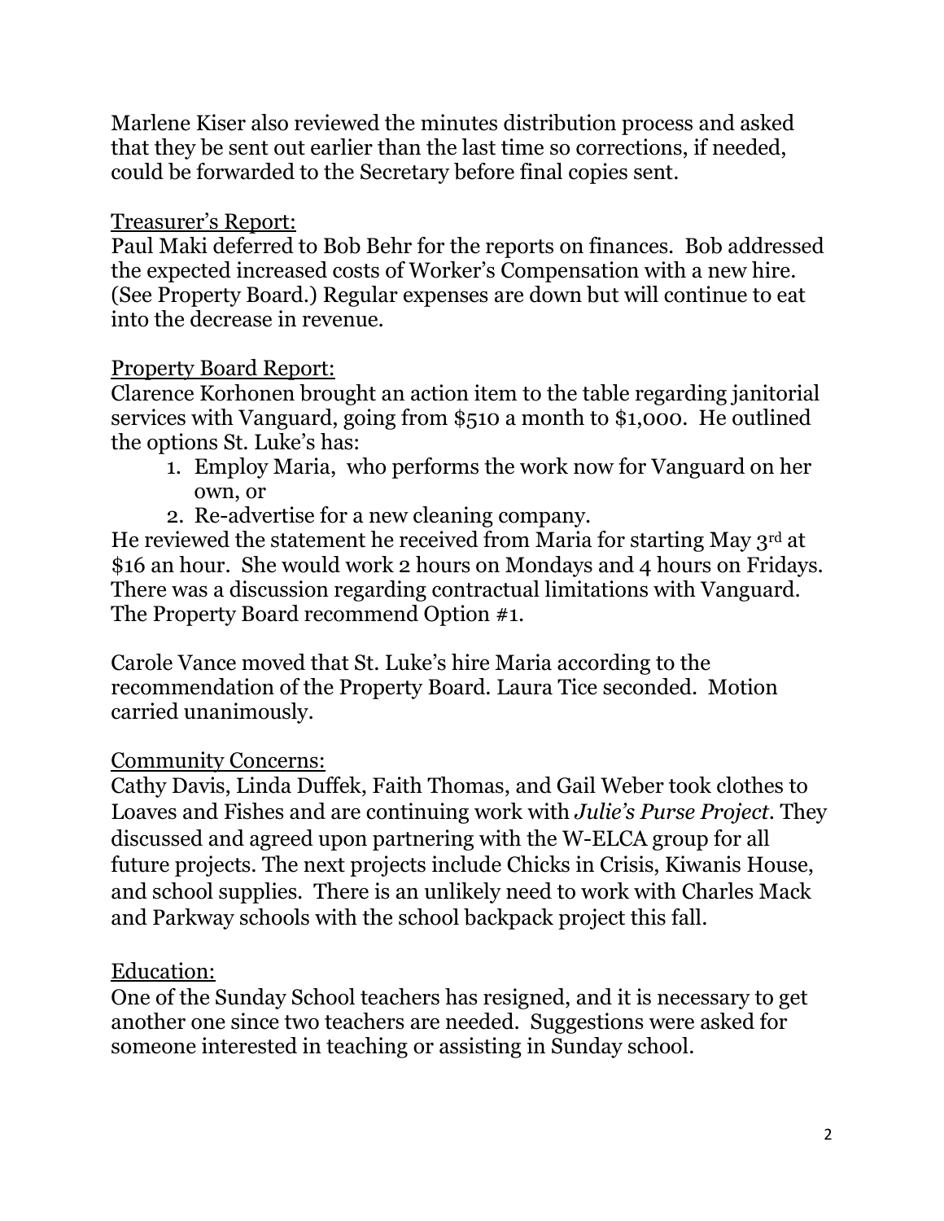Marlene Kiser also reviewed the minutes distribution process and asked that they be sent out earlier than the last time so corrections, if needed, could be forwarded to the Secretary before final copies sent.

<u>Treasurer's Report:</u>
Paul Maki deferred to Bob Behr for the reports on finances. Bob addressed the expected increased costs of Worker's Compensation with a new hire. (See Property Board.) Regular expenses are down but will continue to eat into the decrease in revenue.

<u>Property Board Report:</u>
Clarence Korhonen brought an action item to the table regarding janitorial services with Vanguard, going from $510 a month to $1,000. He outlined the options St. Luke's has:

1. Employ Maria, who performs the work now for Vanguard on her own, or
2. Re-advertise for a new cleaning company.

He reviewed the statement he received from Maria for starting May 3rd at $16 an hour. She would work 2 hours on Mondays and 4 hours on Fridays. There was a discussion regarding contractual limitations with Vanguard. The Property Board recommend Option #1.

Carole Vance moved that St. Luke's hire Maria according to the recommendation of the Property Board. Laura Tice seconded. Motion carried unanimously.

<u>Community Concerns:</u>
Cathy Davis, Linda Duffek, Faith Thomas, and Gail Weber took clothes to Loaves and Fishes and are continuing work with *Julie's Purse Project*. They discussed and agreed upon partnering with the W-ELCA group for all future projects. The next projects include Chicks in Crisis, Kiwanis House, and school supplies. There is an unlikely need to work with Charles Mack and Parkway schools with the school backpack project this fall.

<u>Education:</u>
One of the Sunday School teachers has resigned, and it is necessary to get another one since two teachers are needed. Suggestions were asked for someone interested in teaching or assisting in Sunday school.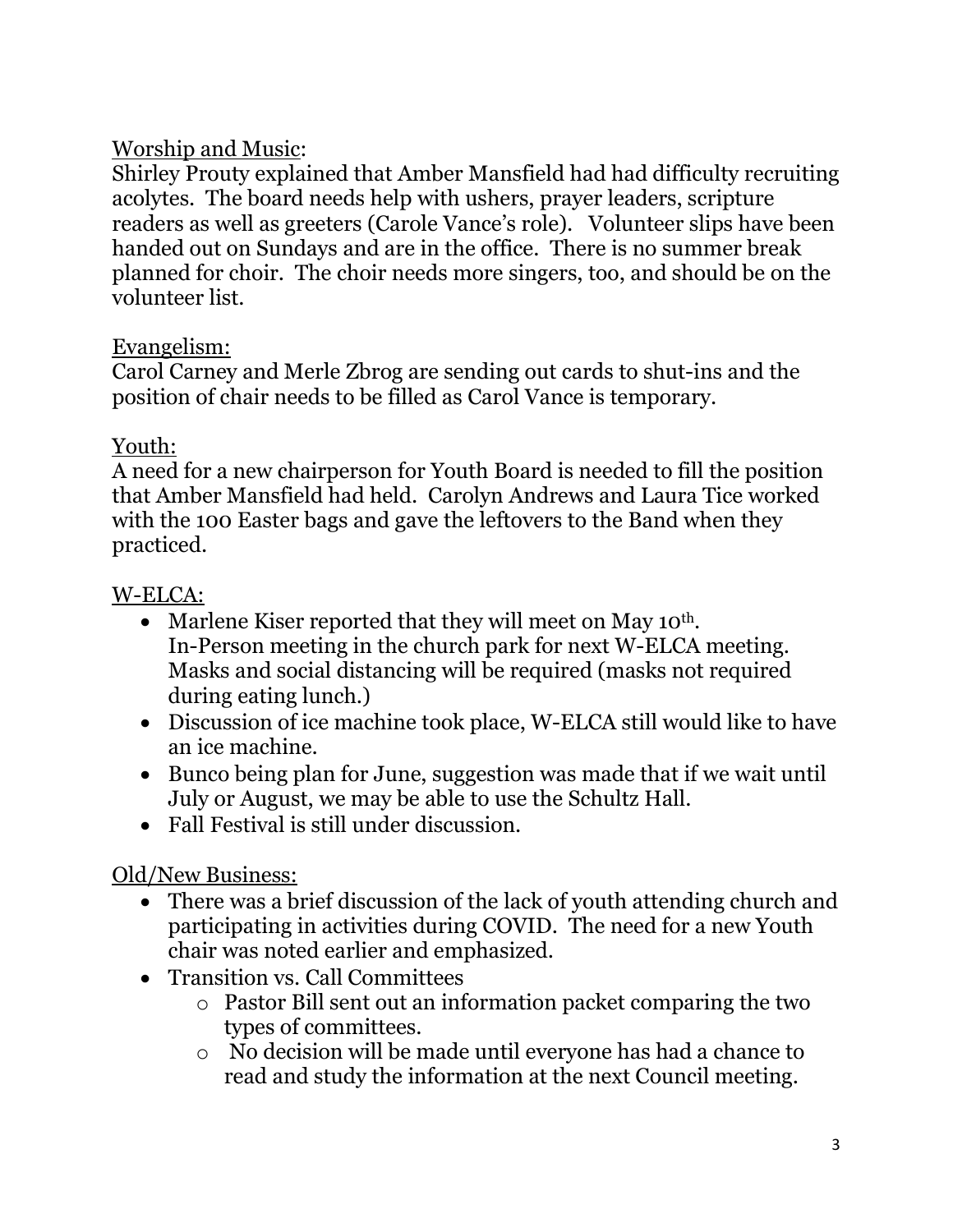<u>Worship and Music</u>:
Shirley Prouty explained that Amber Mansfield had had difficulty recruiting acolytes. The board needs help with ushers, prayer leaders, scripture readers as well as greeters (Carole Vance's role). Volunteer slips have been handed out on Sundays and are in the office. There is no summer break planned for choir. The choir needs more singers, too, and should be on the volunteer list.

<u>Evangelism:</u>
Carol Carney and Merle Zbrog are sending out cards to shut-ins and the position of chair needs to be filled as Carol Vance is temporary.

<u>Youth:</u>
A need for a new chairperson for Youth Board is needed to fill the position that Amber Mansfield had held. Carolyn Andrews and Laura Tice worked with the 100 Easter bags and gave the leftovers to the Band when they practiced.

<u>W-ELCA:</u>

- Marlene Kiser reported that they will meet on May 10th.
  In-Person meeting in the church park for next W-ELCA meeting. Masks and social distancing will be required (masks not required during eating lunch.)
- Discussion of ice machine took place, W-ELCA still would like to have an ice machine.
- Bunco being plan for June, suggestion was made that if we wait until July or August, we may be able to use the Schultz Hall.
- Fall Festival is still under discussion.

<u>Old/New Business:</u>

- There was a brief discussion of the lack of youth attending church and participating in activities during COVID. The need for a new Youth chair was noted earlier and emphasized.
- Transition vs. Call Committees
  - Pastor Bill sent out an information packet comparing the two types of committees.
  - No decision will be made until everyone has had a chance to read and study the information at the next Council meeting.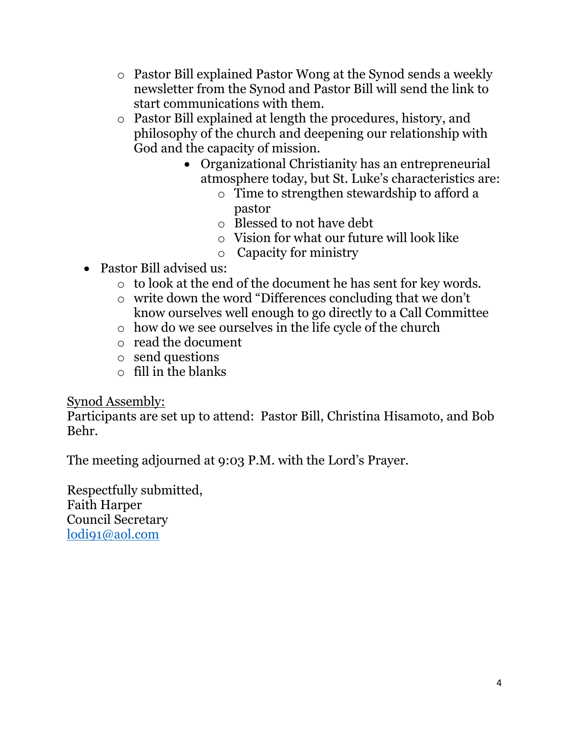- Pastor Bill explained Pastor Wong at the Synod sends a weekly newsletter from the Synod and Pastor Bill will send the link to start communications with them.
  - Pastor Bill explained at length the procedures, history, and philosophy of the church and deepening our relationship with God and the capacity of mission.
    - Organizational Christianity has an entrepreneurial atmosphere today, but St. Luke's characteristics are:
      - Time to strengthen stewardship to afford a pastor
      - Blessed to not have debt
      - Vision for what our future will look like
      - Capacity for ministry
- Pastor Bill advised us:
  - to look at the end of the document he has sent for key words.
  - write down the word "Differences concluding that we don't know ourselves well enough to go directly to a Call Committee
  - how do we see ourselves in the life cycle of the church
  - read the document
  - send questions
  - fill in the blanks

<u>Synod Assembly:</u>
Participants are set up to attend: Pastor Bill, Christina Hisamoto, and Bob Behr.

The meeting adjourned at 9:03 P.M. with the Lord's Prayer.

Respectfully submitted,
Faith Harper
Council Secretary
lodi91@aol.com